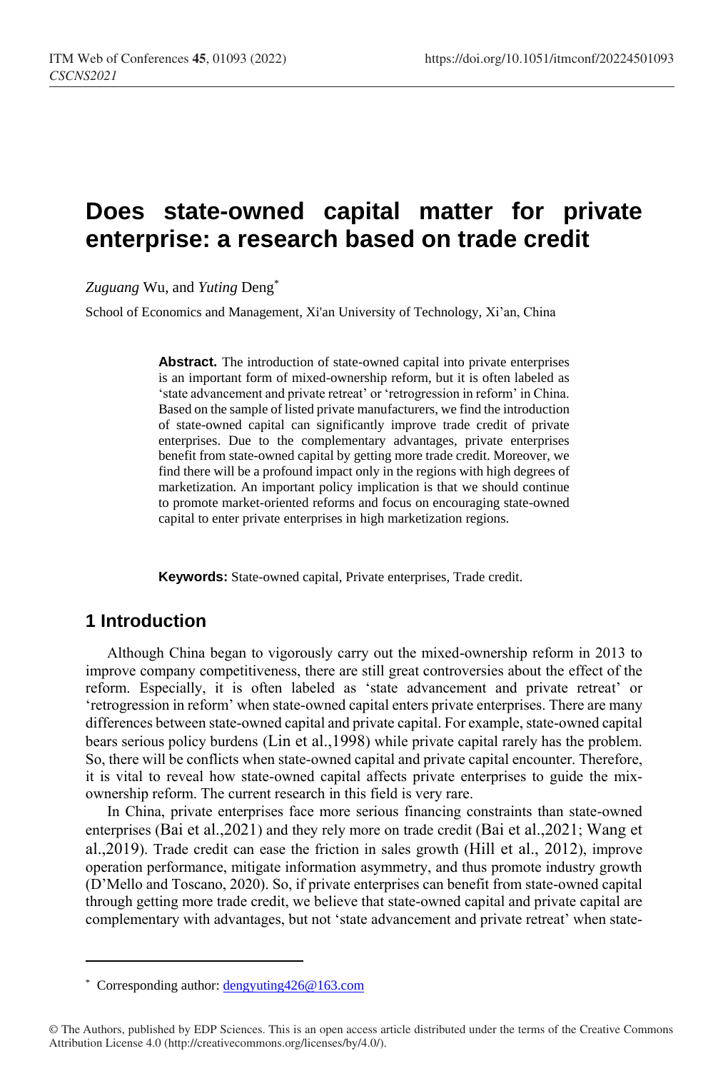# Does state-owned capital matter for private enterprise: a research based on trade credit

*Zuguang* Wu, and *Yuting* Deng*

School of Economics and Management, Xi'an University of Technology, Xi'an, China

> **Abstract.** The introduction of state-owned capital into private enterprises is an important form of mixed-ownership reform, but it is often labeled as 'state advancement and private retreat' or 'retrogression in reform' in China. Based on the sample of listed private manufacturers, we find the introduction of state-owned capital can significantly improve trade credit of private enterprises. Due to the complementary advantages, private enterprises benefit from state-owned capital by getting more trade credit. Moreover, we find there will be a profound impact only in the regions with high degrees of marketization. An important policy implication is that we should continue to promote market-oriented reforms and focus on encouraging state-owned capital to enter private enterprises in high marketization regions.

**Keywords:** State-owned capital, Private enterprises, Trade credit.

## 1 Introduction

Although China began to vigorously carry out the mixed-ownership reform in 2013 to improve company competitiveness, there are still great controversies about the effect of the reform. Especially, it is often labeled as 'state advancement and private retreat' or 'retrogression in reform' when state-owned capital enters private enterprises. There are many differences between state-owned capital and private capital. For example, state-owned capital bears serious policy burdens (Lin et al.,1998) while private capital rarely has the problem. So, there will be conflicts when state-owned capital and private capital encounter. Therefore, it is vital to reveal how state-owned capital affects private enterprises to guide the mix-ownership reform. The current research in this field is very rare.

In China, private enterprises face more serious financing constraints than state-owned enterprises (Bai et al.,2021) and they rely more on trade credit (Bai et al.,2021; Wang et al.,2019). Trade credit can ease the friction in sales growth (Hill et al., 2012), improve operation performance, mitigate information asymmetry, and thus promote industry growth (D'Mello and Toscano, 2020). So, if private enterprises can benefit from state-owned capital through getting more trade credit, we believe that state-owned capital and private capital are complementary with advantages, but not 'state advancement and private retreat' when state-

---

* Corresponding author: dengyuting426@163.com

© The Authors, published by EDP Sciences. This is an open access article distributed under the terms of the Creative Commons Attribution License 4.0 (http://creativecommons.org/licenses/by/4.0/).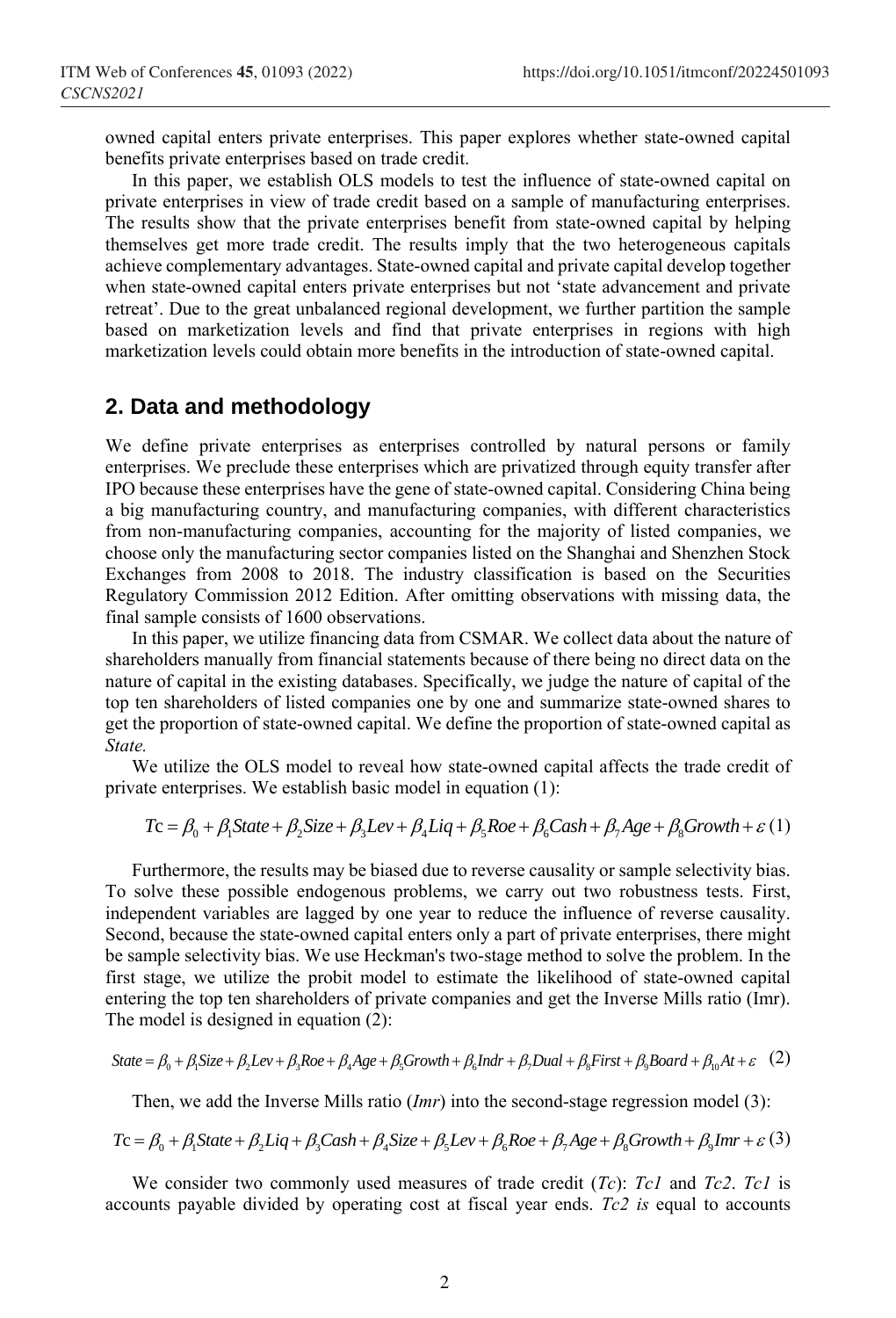owned capital enters private enterprises. This paper explores whether state-owned capital benefits private enterprises based on trade credit.

In this paper, we establish OLS models to test the influence of state-owned capital on private enterprises in view of trade credit based on a sample of manufacturing enterprises. The results show that the private enterprises benefit from state-owned capital by helping themselves get more trade credit. The results imply that the two heterogeneous capitals achieve complementary advantages. State-owned capital and private capital develop together when state-owned capital enters private enterprises but not 'state advancement and private retreat'. Due to the great unbalanced regional development, we further partition the sample based on marketization levels and find that private enterprises in regions with high marketization levels could obtain more benefits in the introduction of state-owned capital.

## 2. Data and methodology

We define private enterprises as enterprises controlled by natural persons or family enterprises. We preclude these enterprises which are privatized through equity transfer after IPO because these enterprises have the gene of state-owned capital. Considering China being a big manufacturing country, and manufacturing companies, with different characteristics from non-manufacturing companies, accounting for the majority of listed companies, we choose only the manufacturing sector companies listed on the Shanghai and Shenzhen Stock Exchanges from 2008 to 2018. The industry classification is based on the Securities Regulatory Commission 2012 Edition. After omitting observations with missing data, the final sample consists of 1600 observations.

In this paper, we utilize financing data from CSMAR. We collect data about the nature of shareholders manually from financial statements because of there being no direct data on the nature of capital in the existing databases. Specifically, we judge the nature of capital of the top ten shareholders of listed companies one by one and summarize state-owned shares to get the proportion of state-owned capital. We define the proportion of state-owned capital as *State.*

We utilize the OLS model to reveal how state-owned capital affects the trade credit of private enterprises. We establish basic model in equation (1):

$$Tc = \beta_0 + \beta_1 State + \beta_2 Size + \beta_3 Lev + \beta_4 Liq + \beta_5 Roe + \beta_6 Cash + \beta_7 Age + \beta_8 Growth + \varepsilon \quad (1)$$

Furthermore, the results may be biased due to reverse causality or sample selectivity bias. To solve these possible endogenous problems, we carry out two robustness tests. First, independent variables are lagged by one year to reduce the influence of reverse causality. Second, because the state-owned capital enters only a part of private enterprises, there might be sample selectivity bias. We use Heckman's two-stage method to solve the problem. In the first stage, we utilize the probit model to estimate the likelihood of state-owned capital entering the top ten shareholders of private companies and get the Inverse Mills ratio (Imr). The model is designed in equation (2):

$$State = \beta_0 + \beta_1 Size + \beta_2 Lev + \beta_3 Roe + \beta_4 Age + \beta_5 Growth + \beta_6 Indr + \beta_7 Dual + \beta_8 First + \beta_9 Board + \beta_{10} At + \varepsilon \quad (2)$$

Then, we add the Inverse Mills ratio (*Imr*) into the second-stage regression model (3):

$$Tc = \beta_0 + \beta_1 State + \beta_2 Liq + \beta_3 Cash + \beta_4 Size + \beta_5 Lev + \beta_6 Roe + \beta_7 Age + \beta_8 Growth + \beta_9 Imr + \varepsilon \quad (3)$$

We consider two commonly used measures of trade credit (*Tc*): *Tc1* and *Tc2*. *Tc1* is accounts payable divided by operating cost at fiscal year ends. *Tc2 is* equal to accounts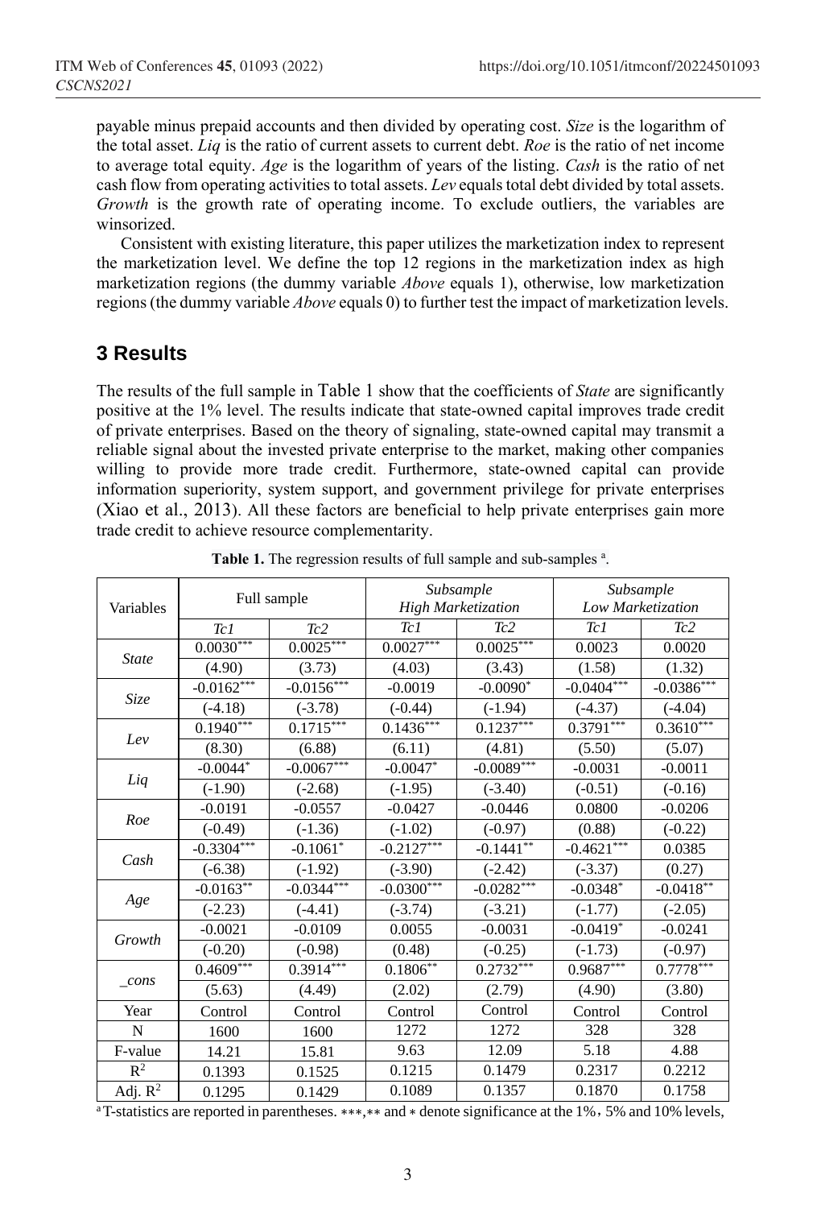payable minus prepaid accounts and then divided by operating cost. *Size* is the logarithm of the total asset. *Liq* is the ratio of current assets to current debt. *Roe* is the ratio of net income to average total equity. *Age* is the logarithm of years of the listing. *Cash* is the ratio of net cash flow from operating activities to total assets. *Lev* equals total debt divided by total assets. *Growth* is the growth rate of operating income. To exclude outliers, the variables are winsorized.

Consistent with existing literature, this paper utilizes the marketization index to represent the marketization level. We define the top 12 regions in the marketization index as high marketization regions (the dummy variable *Above* equals 1), otherwise, low marketization regions (the dummy variable *Above* equals 0) to further test the impact of marketization levels.

## 3 Results

The results of the full sample in Table 1 show that the coefficients of *State* are significantly positive at the 1% level. The results indicate that state-owned capital improves trade credit of private enterprises. Based on the theory of signaling, state-owned capital may transmit a reliable signal about the invested private enterprise to the market, making other companies willing to provide more trade credit. Furthermore, state-owned capital can provide information superiority, system support, and government privilege for private enterprises (Xiao et al., 2013). All these factors are beneficial to help private enterprises gain more trade credit to achieve resource complementarity.

**Table 1.** The regression results of full sample and sub-samples [a].

| Variables | Full sample | | *Subsample High Marketization* | | *Subsample Low Marketization* | |
|---|---|---|---|---|---|---|
| | *Tc1* | *Tc2* | *Tc1* | *Tc2* | *Tc1* | *Tc2* |
| *State* | 0.0030*** | 0.0025*** | 0.0027*** | 0.0025*** | 0.0023 | 0.0020 |
| | (4.90) | (3.73) | (4.03) | (3.43) | (1.58) | (1.32) |
| *Size* | -0.0162*** | -0.0156*** | -0.0019 | -0.0090* | -0.0404*** | -0.0386*** |
| | (-4.18) | (-3.78) | (-0.44) | (-1.94) | (-4.37) | (-4.04) |
| *Lev* | 0.1940*** | 0.1715*** | 0.1436*** | 0.1237*** | 0.3791*** | 0.3610*** |
| | (8.30) | (6.88) | (6.11) | (4.81) | (5.50) | (5.07) |
| *Liq* | -0.0044* | -0.0067*** | -0.0047* | -0.0089*** | -0.0031 | -0.0011 |
| | (-1.90) | (-2.68) | (-1.95) | (-3.40) | (-0.51) | (-0.16) |
| *Roe* | -0.0191 | -0.0557 | -0.0427 | -0.0446 | 0.0800 | -0.0206 |
| | (-0.49) | (-1.36) | (-1.02) | (-0.97) | (0.88) | (-0.22) |
| *Cash* | -0.3304*** | -0.1061* | -0.2127*** | -0.1441** | -0.4621*** | 0.0385 |
| | (-6.38) | (-1.92) | (-3.90) | (-2.42) | (-3.37) | (0.27) |
| *Age* | -0.0163** | -0.0344*** | -0.0300*** | -0.0282*** | -0.0348* | -0.0418** |
| | (-2.23) | (-4.41) | (-3.74) | (-3.21) | (-1.77) | (-2.05) |
| *Growth* | -0.0021 | -0.0109 | 0.0055 | -0.0031 | -0.0419* | -0.0241 |
| | (-0.20) | (-0.98) | (0.48) | (-0.25) | (-1.73) | (-0.97) |
| *_cons* | 0.4609*** | 0.3914*** | 0.1806** | 0.2732*** | 0.9687*** | 0.7778*** |
| | (5.63) | (4.49) | (2.02) | (2.79) | (4.90) | (3.80) |
| Year | Control | Control | Control | Control | Control | Control |
| N | 1600 | 1600 | 1272 | 1272 | 328 | 328 |
| F-value | 14.21 | 15.81 | 9.63 | 12.09 | 5.18 | 4.88 |
| $R^2$ | 0.1393 | 0.1525 | 0.1215 | 0.1479 | 0.2317 | 0.2212 |
| Adj. $R^2$ | 0.1295 | 0.1429 | 0.1089 | 0.1357 | 0.1870 | 0.1758 |

[a] T-statistics are reported in parentheses. ***,** and * denote significance at the 1%, 5% and 10% levels,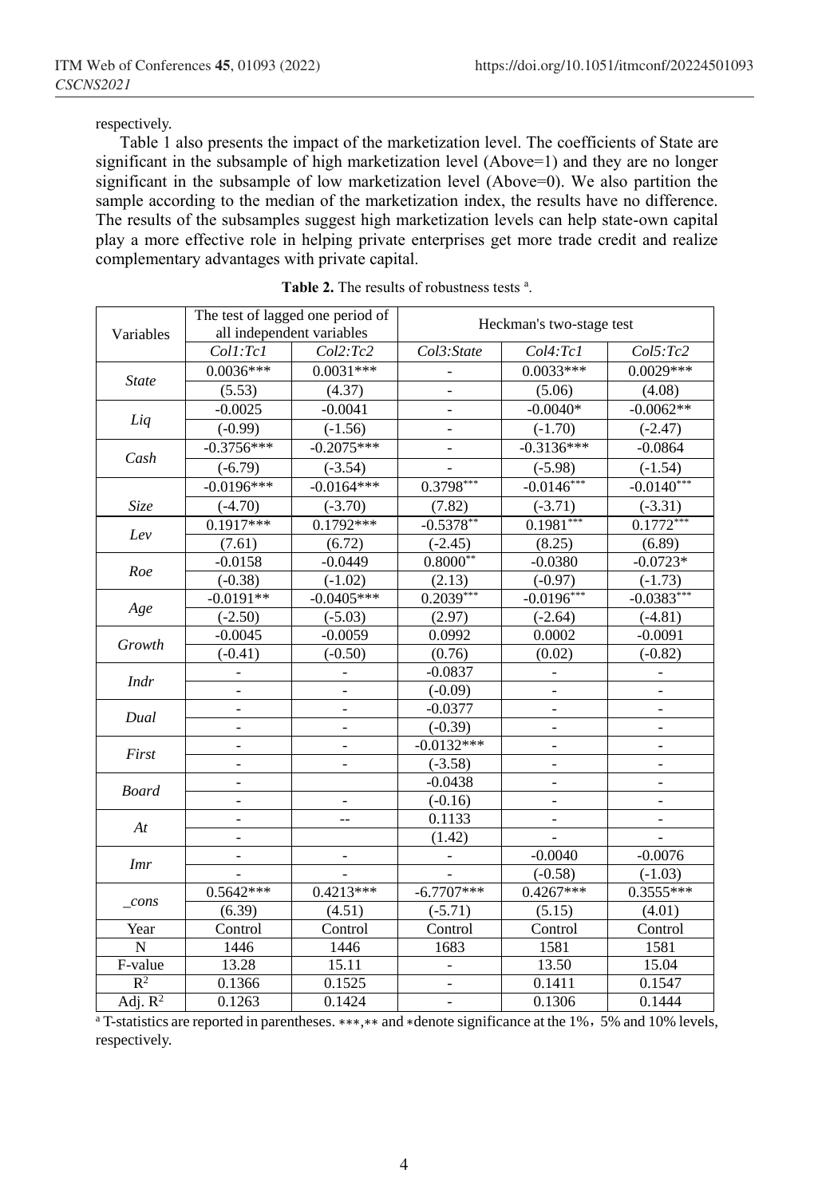respectively.

Table 1 also presents the impact of the marketization level. The coefficients of State are significant in the subsample of high marketization level (Above=1) and they are no longer significant in the subsample of low marketization level (Above=0). We also partition the sample according to the median of the marketization index, the results have no difference. The results of the subsamples suggest high marketization levels can help state-own capital play a more effective role in helping private enterprises get more trade credit and realize complementary advantages with private capital.

**Table 2.** The results of robustness tests [a].

| Variables | The test of lagged one period of all independent variables | | Heckman's two-stage test | | |
|---|---|---|---|---|---|
| | *Col1:Tc1* | *Col2:Tc2* | *Col3:State* | *Col4:Tc1* | *Col5:Tc2* |
| *State* | 0.0036*** | 0.0031*** | - | 0.0033*** | 0.0029*** |
| | (5.53) | (4.37) | - | (5.06) | (4.08) |
| *Liq* | -0.0025 | -0.0041 | - | -0.0040* | -0.0062** |
| | (-0.99) | (-1.56) | - | (-1.70) | (-2.47) |
| *Cash* | -0.3756*** | -0.2075*** | - | -0.3136*** | -0.0864 |
| | (-6.79) | (-3.54) | - | (-5.98) | (-1.54) |
| *Size* | -0.0196*** | -0.0164*** | 0.3798*** | -0.0146*** | -0.0140*** |
| | (-4.70) | (-3.70) | (7.82) | (-3.71) | (-3.31) |
| *Lev* | 0.1917*** | 0.1792*** | -0.5378** | 0.1981*** | 0.1772*** |
| | (7.61) | (6.72) | (-2.45) | (8.25) | (6.89) |
| *Roe* | -0.0158 | -0.0449 | 0.8000** | -0.0380 | -0.0723* |
| | (-0.38) | (-1.02) | (2.13) | (-0.97) | (-1.73) |
| *Age* | -0.0191** | -0.0405*** | 0.2039*** | -0.0196*** | -0.0383*** |
| | (-2.50) | (-5.03) | (2.97) | (-2.64) | (-4.81) |
| *Growth* | -0.0045 | -0.0059 | 0.0992 | 0.0002 | -0.0091 |
| | (-0.41) | (-0.50) | (0.76) | (0.02) | (-0.82) |
| *Indr* | - | - | -0.0837 | - | - |
| | - | - | (-0.09) | - | - |
| *Dual* | - | - | -0.0377 | - | - |
| | - | - | (-0.39) | - | - |
| *First* | - | - | -0.0132*** | - | - |
| | - | - | (-3.58) | - | - |
| *Board* | - | | -0.0438 | - | - |
| | - | - | (-0.16) | - | - |
| *At* | - | -- | 0.1133 | - | - |
| | - | | (1.42) | - | - |
| *Imr* | - | - | - | -0.0040 | -0.0076 |
| | - | - | - | (-0.58) | (-1.03) |
| *_cons* | 0.5642*** | 0.4213*** | -6.7707*** | 0.4267*** | 0.3555*** |
| | (6.39) | (4.51) | (-5.71) | (5.15) | (4.01) |
| Year | Control | Control | Control | Control | Control |
| N | 1446 | 1446 | 1683 | 1581 | 1581 |
| F-value | 13.28 | 15.11 | - | 13.50 | 15.04 |
| $R^2$ | 0.1366 | 0.1525 | - | 0.1411 | 0.1547 |
| Adj. $R^2$ | 0.1263 | 0.1424 | - | 0.1306 | 0.1444 |

[a] T-statistics are reported in parentheses. ***,** and *denote significance at the 1%，5% and 10% levels, respectively.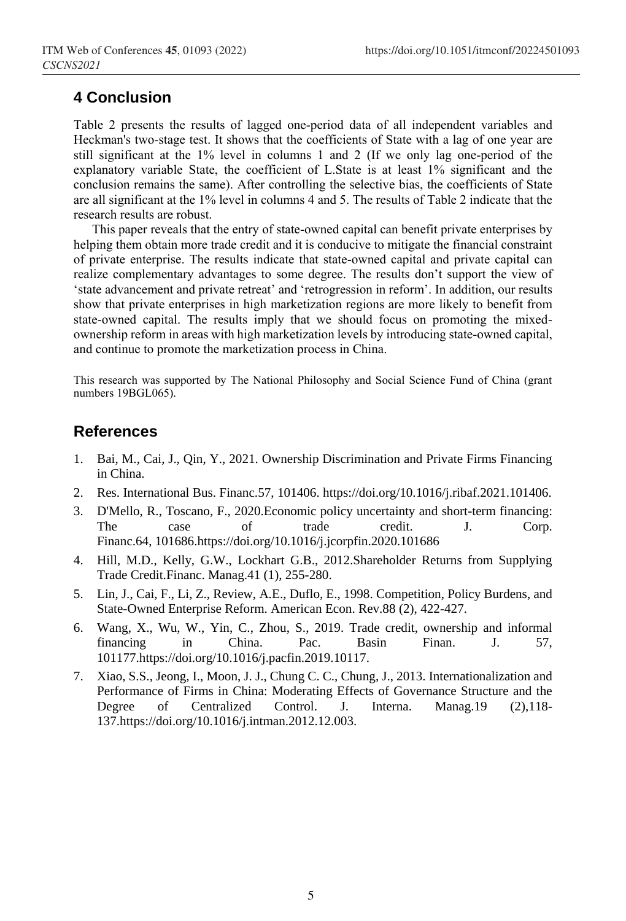## 4 Conclusion

Table 2 presents the results of lagged one-period data of all independent variables and Heckman's two-stage test. It shows that the coefficients of State with a lag of one year are still significant at the 1% level in columns 1 and 2 (If we only lag one-period of the explanatory variable State, the coefficient of L.State is at least 1% significant and the conclusion remains the same). After controlling the selective bias, the coefficients of State are all significant at the 1% level in columns 4 and 5. The results of Table 2 indicate that the research results are robust.

This paper reveals that the entry of state-owned capital can benefit private enterprises by helping them obtain more trade credit and it is conducive to mitigate the financial constraint of private enterprise. The results indicate that state-owned capital and private capital can realize complementary advantages to some degree. The results don't support the view of 'state advancement and private retreat' and 'retrogression in reform'. In addition, our results show that private enterprises in high marketization regions are more likely to benefit from state-owned capital. The results imply that we should focus on promoting the mixed-ownership reform in areas with high marketization levels by introducing state-owned capital, and continue to promote the marketization process in China.

This research was supported by The National Philosophy and Social Science Fund of China (grant numbers 19BGL065).

## References

1. Bai, M., Cai, J., Qin, Y., 2021. Ownership Discrimination and Private Firms Financing in China.
2. Res. International Bus. Financ.57, 101406. https://doi.org/10.1016/j.ribaf.2021.101406.
3. D'Mello, R., Toscano, F., 2020.Economic policy uncertainty and short-term financing: The case of trade credit. J. Corp. Financ.64, 101686.https://doi.org/10.1016/j.jcorpfin.2020.101686
4. Hill, M.D., Kelly, G.W., Lockhart G.B., 2012.Shareholder Returns from Supplying Trade Credit.Financ. Manag.41 (1), 255-280.
5. Lin, J., Cai, F., Li, Z., Review, A.E., Duflo, E., 1998. Competition, Policy Burdens, and State-Owned Enterprise Reform. American Econ. Rev.88 (2), 422-427.
6. Wang, X., Wu, W., Yin, C., Zhou, S., 2019. Trade credit, ownership and informal financing in China. Pac. Basin Finan. J. 57, 101177.https://doi.org/10.1016/j.pacfin.2019.10117.
7. Xiao, S.S., Jeong, I., Moon, J. J., Chung C. C., Chung, J., 2013. Internationalization and Performance of Firms in China: Moderating Effects of Governance Structure and the Degree of Centralized Control. J. Interna. Manag.19 (2),118-137.https://doi.org/10.1016/j.intman.2012.12.003.